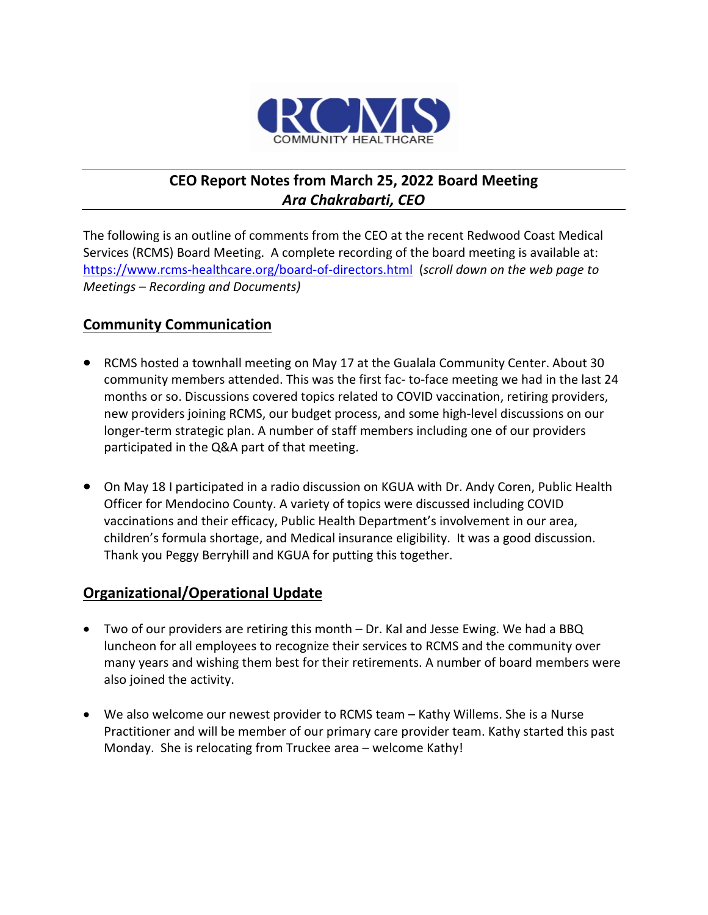RCMS COMMUNITY HEALTHCARE

## CEO Report Notes from March 25, 2022 Board Meeting
### *Ara Chakrabarti, CEO*

The following is an outline of comments from the CEO at the recent Redwood Coast Medical Services (RCMS) Board Meeting. A complete recording of the board meeting is available at: https://www.rcms-healthcare.org/board-of-directors.html (*scroll down on the web page to Meetings – Recording and Documents)*

## Community Communication

- RCMS hosted a townhall meeting on May 17 at the Gualala Community Center. About 30 community members attended. This was the first fac- to-face meeting we had in the last 24 months or so. Discussions covered topics related to COVID vaccination, retiring providers, new providers joining RCMS, our budget process, and some high-level discussions on our longer-term strategic plan. A number of staff members including one of our providers participated in the Q&A part of that meeting.

- On May 18 I participated in a radio discussion on KGUA with Dr. Andy Coren, Public Health Officer for Mendocino County. A variety of topics were discussed including COVID vaccinations and their efficacy, Public Health Department's involvement in our area, children's formula shortage, and Medical insurance eligibility. It was a good discussion. Thank you Peggy Berryhill and KGUA for putting this together.

## Organizational/Operational Update

- Two of our providers are retiring this month – Dr. Kal and Jesse Ewing. We had a BBQ luncheon for all employees to recognize their services to RCMS and the community over many years and wishing them best for their retirements. A number of board members were also joined the activity.

- We also welcome our newest provider to RCMS team – Kathy Willems. She is a Nurse Practitioner and will be member of our primary care provider team. Kathy started this past Monday. She is relocating from Truckee area – welcome Kathy!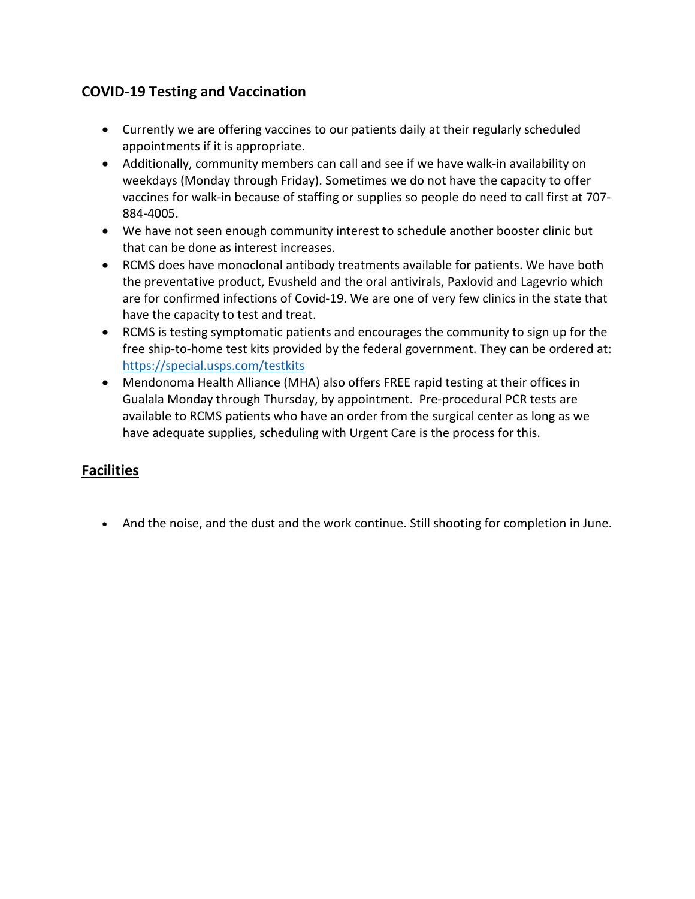## COVID-19 Testing and Vaccination

- Currently we are offering vaccines to our patients daily at their regularly scheduled appointments if it is appropriate.
- Additionally, community members can call and see if we have walk-in availability on weekdays (Monday through Friday). Sometimes we do not have the capacity to offer vaccines for walk-in because of staffing or supplies so people do need to call first at 707-884-4005.
- We have not seen enough community interest to schedule another booster clinic but that can be done as interest increases.
- RCMS does have monoclonal antibody treatments available for patients. We have both the preventative product, Evusheld and the oral antivirals, Paxlovid and Lagevrio which are for confirmed infections of Covid-19. We are one of very few clinics in the state that have the capacity to test and treat.
- RCMS is testing symptomatic patients and encourages the community to sign up for the free ship-to-home test kits provided by the federal government. They can be ordered at: [https://special.usps.com/testkits](https://special.usps.com/testkits)
- Mendonoma Health Alliance (MHA) also offers FREE rapid testing at their offices in Gualala Monday through Thursday, by appointment. Pre-procedural PCR tests are available to RCMS patients who have an order from the surgical center as long as we have adequate supplies, scheduling with Urgent Care is the process for this.

## Facilities

- And the noise, and the dust and the work continue. Still shooting for completion in June.